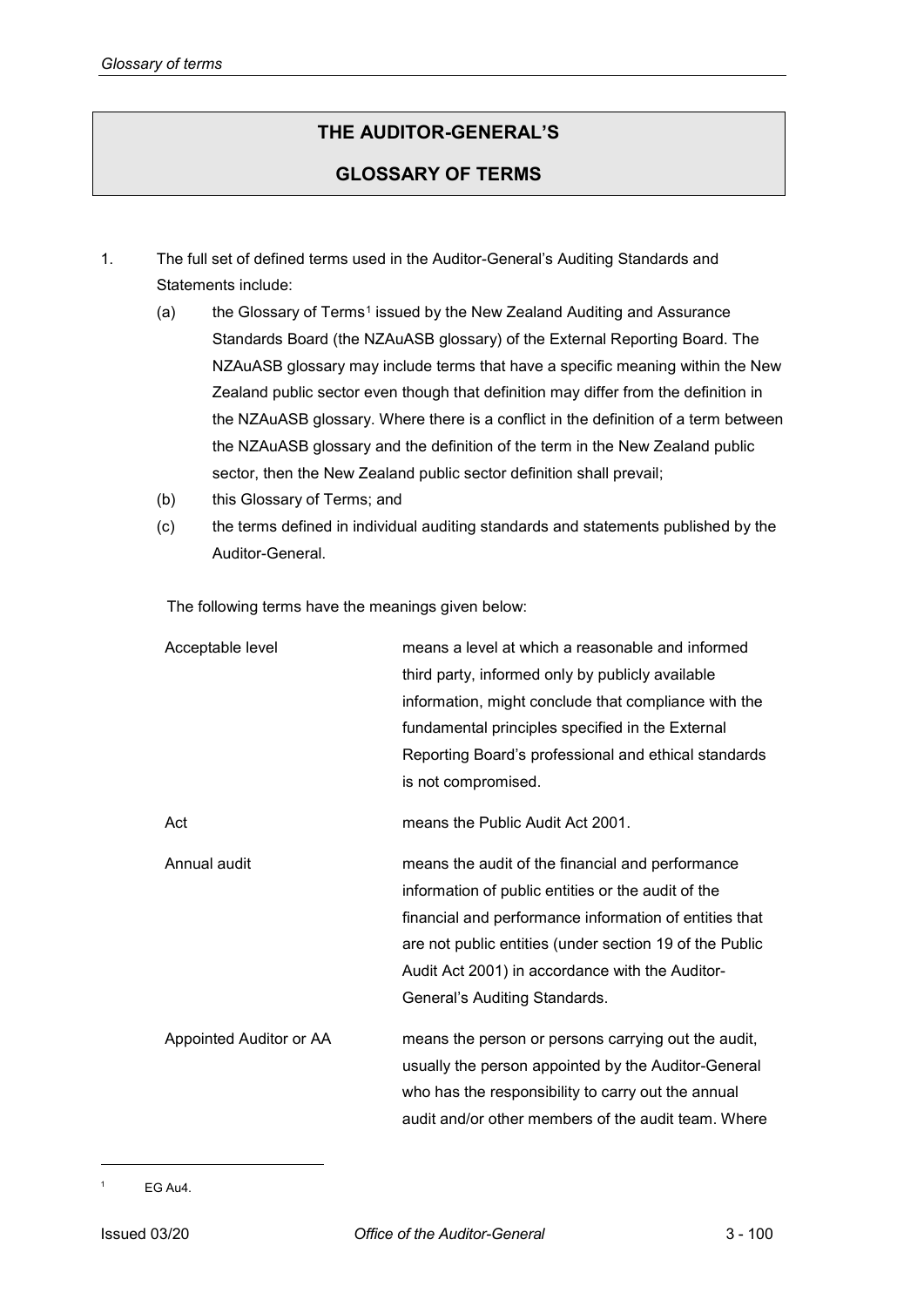# THE AUDITOR-GENERAL'S

# GLOSSARY OF TERMS

1. The full set of defined terms used in the Auditor-General's Auditing Standards and Statements include:
   (a) the Glossary of Terms[1] issued by the New Zealand Auditing and Assurance Standards Board (the NZAuASB glossary) of the External Reporting Board. The NZAuASB glossary may include terms that have a specific meaning within the New Zealand public sector even though that definition may differ from the definition in the NZAuASB glossary. Where there is a conflict in the definition of a term between the NZAuASB glossary and the definition of the term in the New Zealand public sector, then the New Zealand public sector definition shall prevail;
   (b) this Glossary of Terms; and
   (c) the terms defined in individual auditing standards and statements published by the Auditor-General.

The following terms have the meanings given below:

| | |
|---|---|
| Acceptable level | means a level at which a reasonable and informed third party, informed only by publicly available information, might conclude that compliance with the fundamental principles specified in the External Reporting Board's professional and ethical standards is not compromised. |
| Act | means the Public Audit Act 2001. |
| Annual audit | means the audit of the financial and performance information of public entities or the audit of the financial and performance information of entities that are not public entities (under section 19 of the Public Audit Act 2001) in accordance with the Auditor-General's Auditing Standards. |
| Appointed Auditor or AA | means the person or persons carrying out the audit, usually the person appointed by the Auditor-General who has the responsibility to carry out the annual audit and/or other members of the audit team. Where |

[1] EG Au4.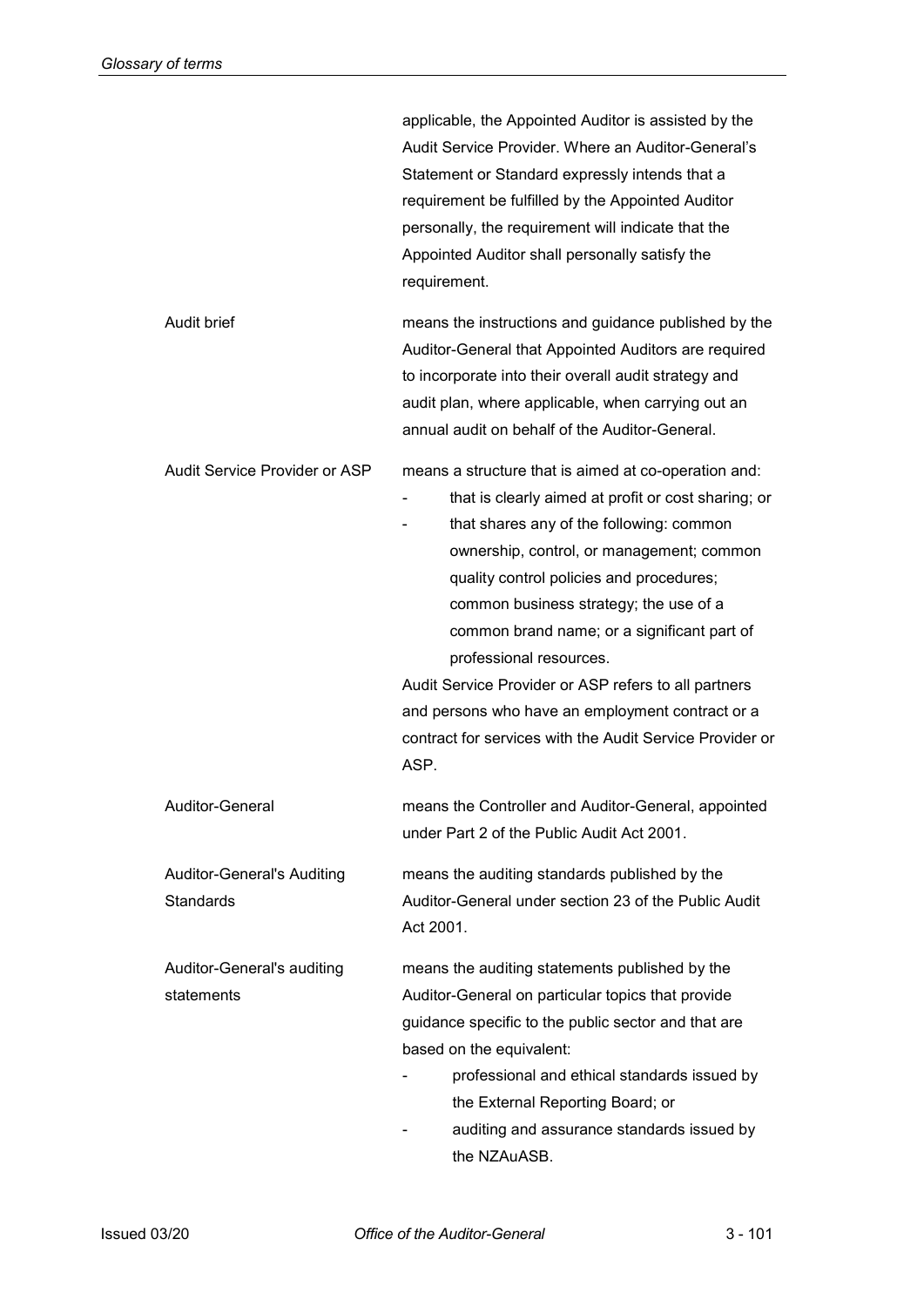applicable, the Appointed Auditor is assisted by the Audit Service Provider. Where an Auditor-General's Statement or Standard expressly intends that a requirement be fulfilled by the Appointed Auditor personally, the requirement will indicate that the Appointed Auditor shall personally satisfy the requirement.

| | |
|---|---|
| Audit brief | means the instructions and guidance published by the Auditor-General that Appointed Auditors are required to incorporate into their overall audit strategy and audit plan, where applicable, when carrying out an annual audit on behalf of the Auditor-General. |
| Audit Service Provider or ASP | means a structure that is aimed at co-operation and:<br>- that is clearly aimed at profit or cost sharing; or<br>- that shares any of the following: common ownership, control, or management; common quality control policies and procedures; common business strategy; the use of a common brand name; or a significant part of professional resources.<br>Audit Service Provider or ASP refers to all partners and persons who have an employment contract or a contract for services with the Audit Service Provider or ASP. |
| Auditor-General | means the Controller and Auditor-General, appointed under Part 2 of the Public Audit Act 2001. |
| Auditor-General's Auditing Standards | means the auditing standards published by the Auditor-General under section 23 of the Public Audit Act 2001. |
| Auditor-General's auditing statements | means the auditing statements published by the Auditor-General on particular topics that provide guidance specific to the public sector and that are based on the equivalent:<br>- professional and ethical standards issued by the External Reporting Board; or<br>- auditing and assurance standards issued by the NZAuASB. |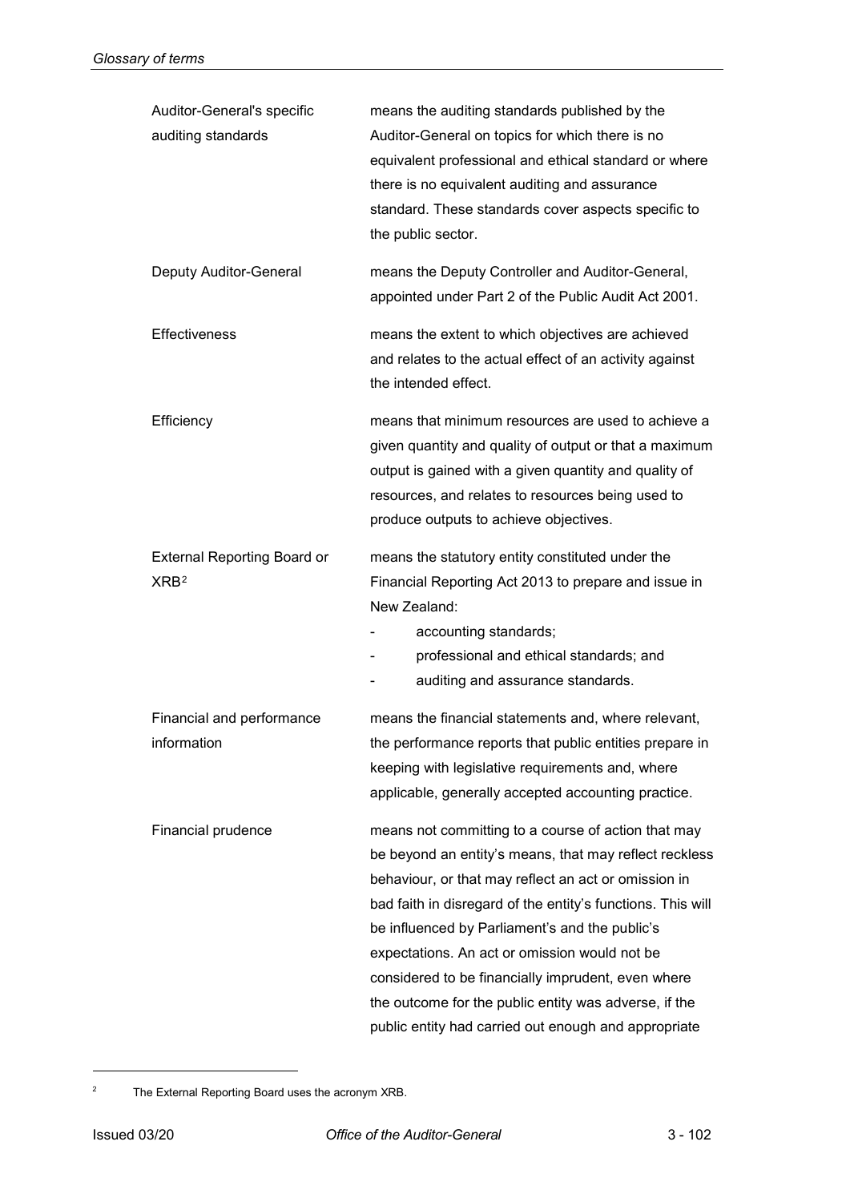| | |
|---|---|
| Auditor-General's specific auditing standards | means the auditing standards published by the Auditor-General on topics for which there is no equivalent professional and ethical standard or where there is no equivalent auditing and assurance standard. These standards cover aspects specific to the public sector. |
| Deputy Auditor-General | means the Deputy Controller and Auditor-General, appointed under Part 2 of the Public Audit Act 2001. |
| Effectiveness | means the extent to which objectives are achieved and relates to the actual effect of an activity against the intended effect. |
| Efficiency | means that minimum resources are used to achieve a given quantity and quality of output or that a maximum output is gained with a given quantity and quality of resources, and relates to resources being used to produce outputs to achieve objectives. |
| External Reporting Board or XRB[2] | means the statutory entity constituted under the Financial Reporting Act 2013 to prepare and issue in New Zealand: <br>- accounting standards; <br>- professional and ethical standards; and <br>- auditing and assurance standards. |
| Financial and performance information | means the financial statements and, where relevant, the performance reports that public entities prepare in keeping with legislative requirements and, where applicable, generally accepted accounting practice. |
| Financial prudence | means not committing to a course of action that may be beyond an entity's means, that may reflect reckless behaviour, or that may reflect an act or omission in bad faith in disregard of the entity's functions. This will be influenced by Parliament's and the public's expectations. An act or omission would not be considered to be financially imprudent, even where the outcome for the public entity was adverse, if the public entity had carried out enough and appropriate |

[2] The External Reporting Board uses the acronym XRB.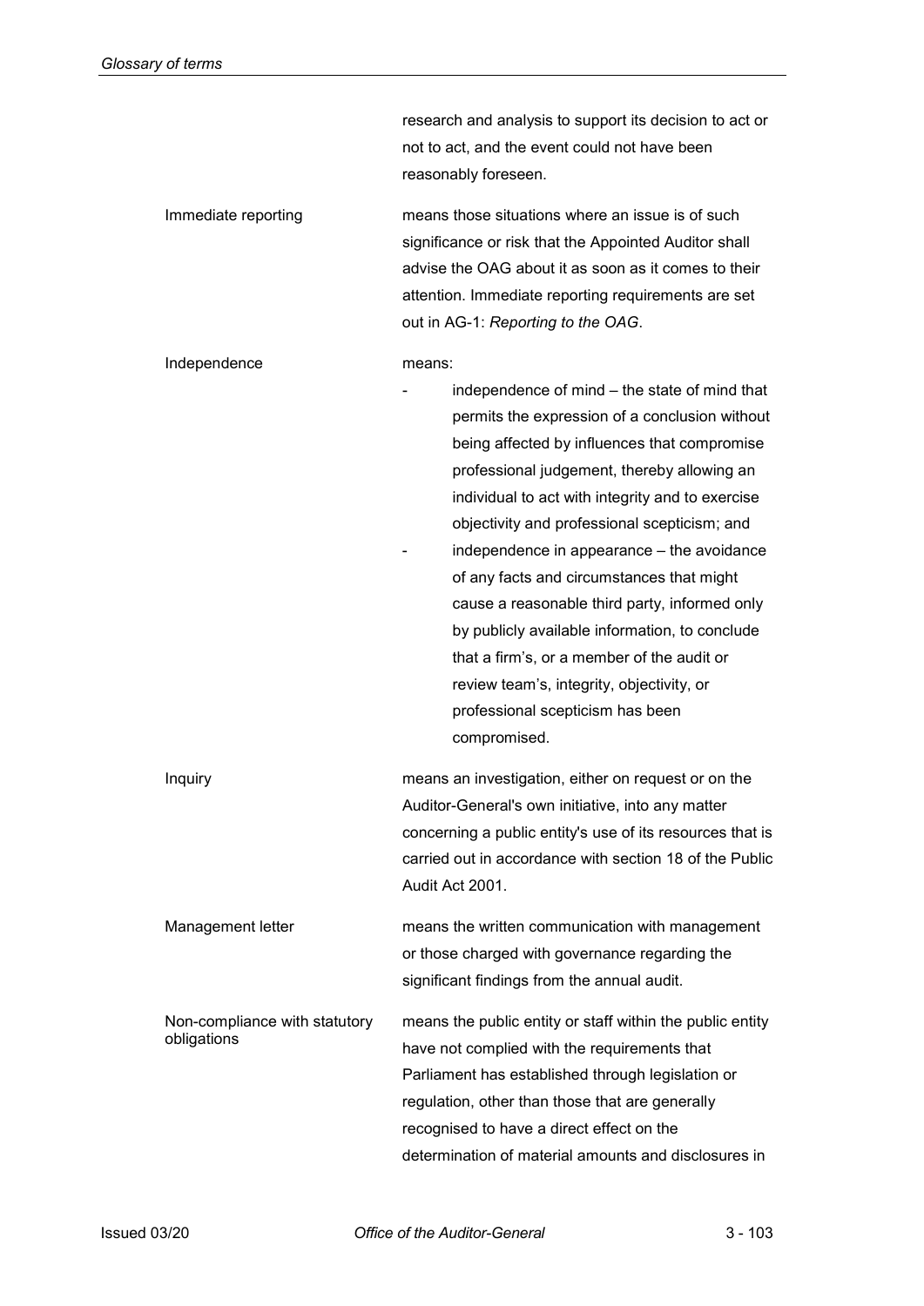research and analysis to support its decision to act or not to act, and the event could not have been reasonably foreseen.

| | |
|---|---|
| Immediate reporting | means those situations where an issue is of such significance or risk that the Appointed Auditor shall advise the OAG about it as soon as it comes to their attention. Immediate reporting requirements are set out in AG-1: *Reporting to the OAG*. |
| Independence | means:<br>- independence of mind – the state of mind that permits the expression of a conclusion without being affected by influences that compromise professional judgement, thereby allowing an individual to act with integrity and to exercise objectivity and professional scepticism; and<br>- independence in appearance – the avoidance of any facts and circumstances that might cause a reasonable third party, informed only by publicly available information, to conclude that a firm's, or a member of the audit or review team's, integrity, objectivity, or professional scepticism has been compromised. |
| Inquiry | means an investigation, either on request or on the Auditor-General's own initiative, into any matter concerning a public entity's use of its resources that is carried out in accordance with section 18 of the Public Audit Act 2001. |
| Management letter | means the written communication with management or those charged with governance regarding the significant findings from the annual audit. |
| Non-compliance with statutory obligations | means the public entity or staff within the public entity have not complied with the requirements that Parliament has established through legislation or regulation, other than those that are generally recognised to have a direct effect on the determination of material amounts and disclosures in |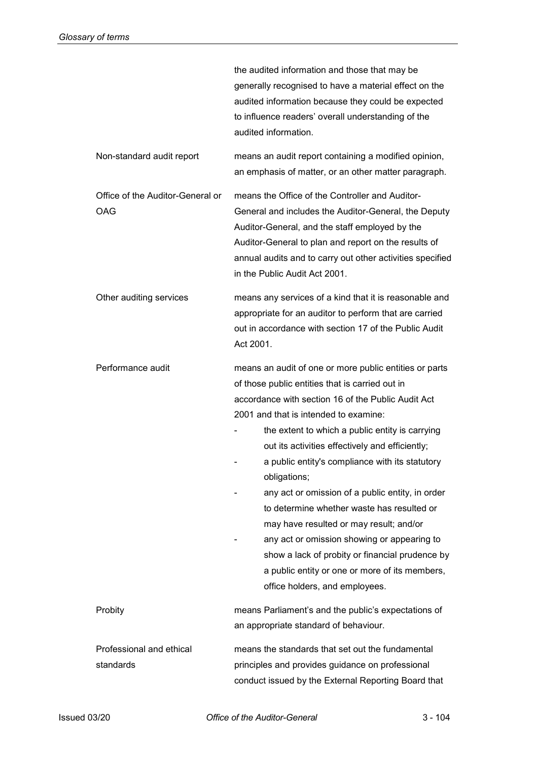| | |
| --- | --- |
| | the audited information and those that may be generally recognised to have a material effect on the audited information because they could be expected to influence readers' overall understanding of the audited information. |
| Non-standard audit report | means an audit report containing a modified opinion, an emphasis of matter, or an other matter paragraph. |
| Office of the Auditor-General or OAG | means the Office of the Controller and Auditor-General and includes the Auditor-General, the Deputy Auditor-General, and the staff employed by the Auditor-General to plan and report on the results of annual audits and to carry out other activities specified in the Public Audit Act 2001. |
| Other auditing services | means any services of a kind that it is reasonable and appropriate for an auditor to perform that are carried out in accordance with section 17 of the Public Audit Act 2001. |
| Performance audit | means an audit of one or more public entities or parts of those public entities that is carried out in accordance with section 16 of the Public Audit Act 2001 and that is intended to examine:<br>- the extent to which a public entity is carrying out its activities effectively and efficiently;<br>- a public entity's compliance with its statutory obligations;<br>- any act or omission of a public entity, in order to determine whether waste has resulted or may have resulted or may result; and/or<br>- any act or omission showing or appearing to show a lack of probity or financial prudence by a public entity or one or more of its members, office holders, and employees. |
| Probity | means Parliament's and the public's expectations of an appropriate standard of behaviour. |
| Professional and ethical standards | means the standards that set out the fundamental principles and provides guidance on professional conduct issued by the External Reporting Board that |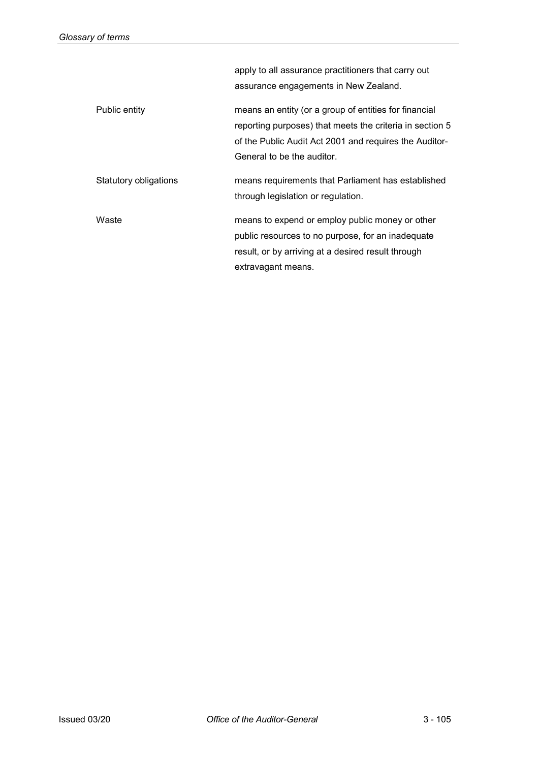| | |
|---|---|
| | apply to all assurance practitioners that carry out assurance engagements in New Zealand. |
| Public entity | means an entity (or a group of entities for financial reporting purposes) that meets the criteria in section 5 of the Public Audit Act 2001 and requires the Auditor-General to be the auditor. |
| Statutory obligations | means requirements that Parliament has established through legislation or regulation. |
| Waste | means to expend or employ public money or other public resources to no purpose, for an inadequate result, or by arriving at a desired result through extravagant means. |